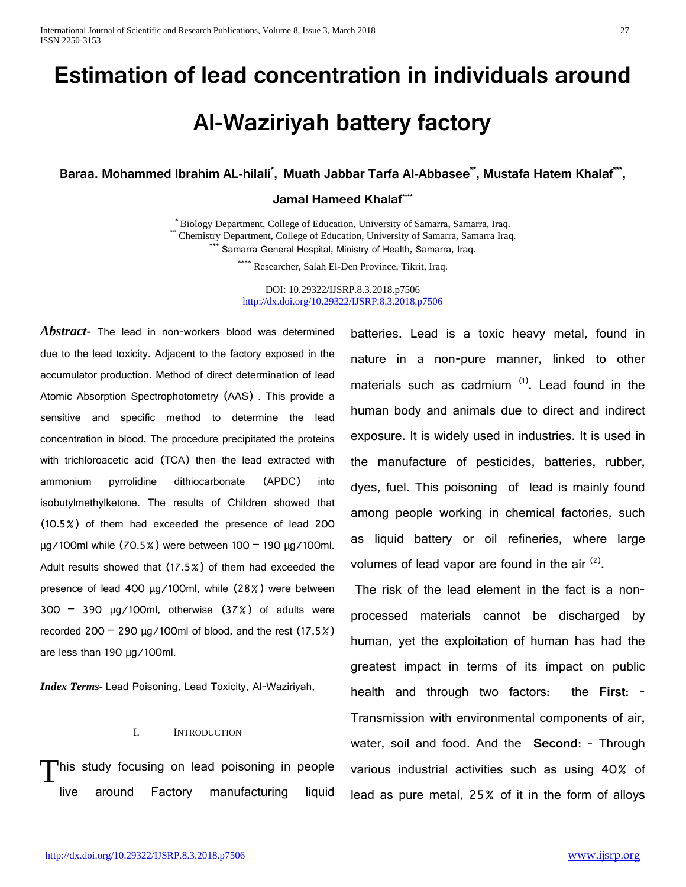# Estimation of lead concentration in individuals around Al-Waziriyah battery factory

**Baraa. Mohammed Ibrahim AL-hilali[*], Muath Jabbar Tarfa Al-Abbasee[**], Mustafa Hatem Khalaf[***], Jamal Hameed Khalaf[****]**

[*] Biology Department, College of Education, University of Samarra, Samarra, Iraq.
[**] Chemistry Department, College of Education, University of Samarra, Samarra Iraq.
[***] Samarra General Hospital, Ministry of Health, Samarra, Iraq.
[****] Researcher, Salah El-Den Province, Tikrit, Iraq.

DOI: 10.29322/IJSRP.8.3.2018.p7506
http://dx.doi.org/10.29322/IJSRP.8.3.2018.p7506

***Abstract-*** The lead in non-workers blood was determined due to the lead toxicity. Adjacent to the factory exposed in the accumulator production. Method of direct determination of lead Atomic Absorption Spectrophotometry (AAS) . This provide a sensitive and specific method to determine the lead concentration in blood. The procedure precipitated the proteins with trichloroacetic acid (TCA) then the lead extracted with ammonium pyrrolidine dithiocarbonate (APDC) into isobutylmethylketone. The results of Children showed that (10.5%) of them had exceeded the presence of lead 200 µg/100ml while (70.5%) were between 100 – 190 µg/100ml. Adult results showed that (17.5%) of them had exceeded the presence of lead 400 µg/100ml, while (28%) were between 300 – 390 µg/100ml, otherwise (37%) of adults were recorded 200 – 290 µg/100ml of blood, and the rest (17.5%) are less than 190 µg/100ml.

***Index Terms-*** Lead Poisoning, Lead Toxicity, Al-Waziriyah,

## I. Introduction

This study focusing on lead poisoning in people live around Factory manufacturing liquid batteries. Lead is a toxic heavy metal, found in nature in a non-pure manner, linked to other materials such as cadmium [(1)]. Lead found in the human body and animals due to direct and indirect exposure. It is widely used in industries. It is used in the manufacture of pesticides, batteries, rubber, dyes, fuel. This poisoning of lead is mainly found among people working in chemical factories, such as liquid battery or oil refineries, where large volumes of lead vapor are found in the air [(2)].

The risk of the lead element in the fact is a non-processed materials cannot be discharged by human, yet the exploitation of human has had the greatest impact in terms of its impact on public health and through two factors: the **First**: - Transmission with environmental components of air, water, soil and food. And the **Second**: - Through various industrial activities such as using 40% of lead as pure metal, 25% of it in the form of alloys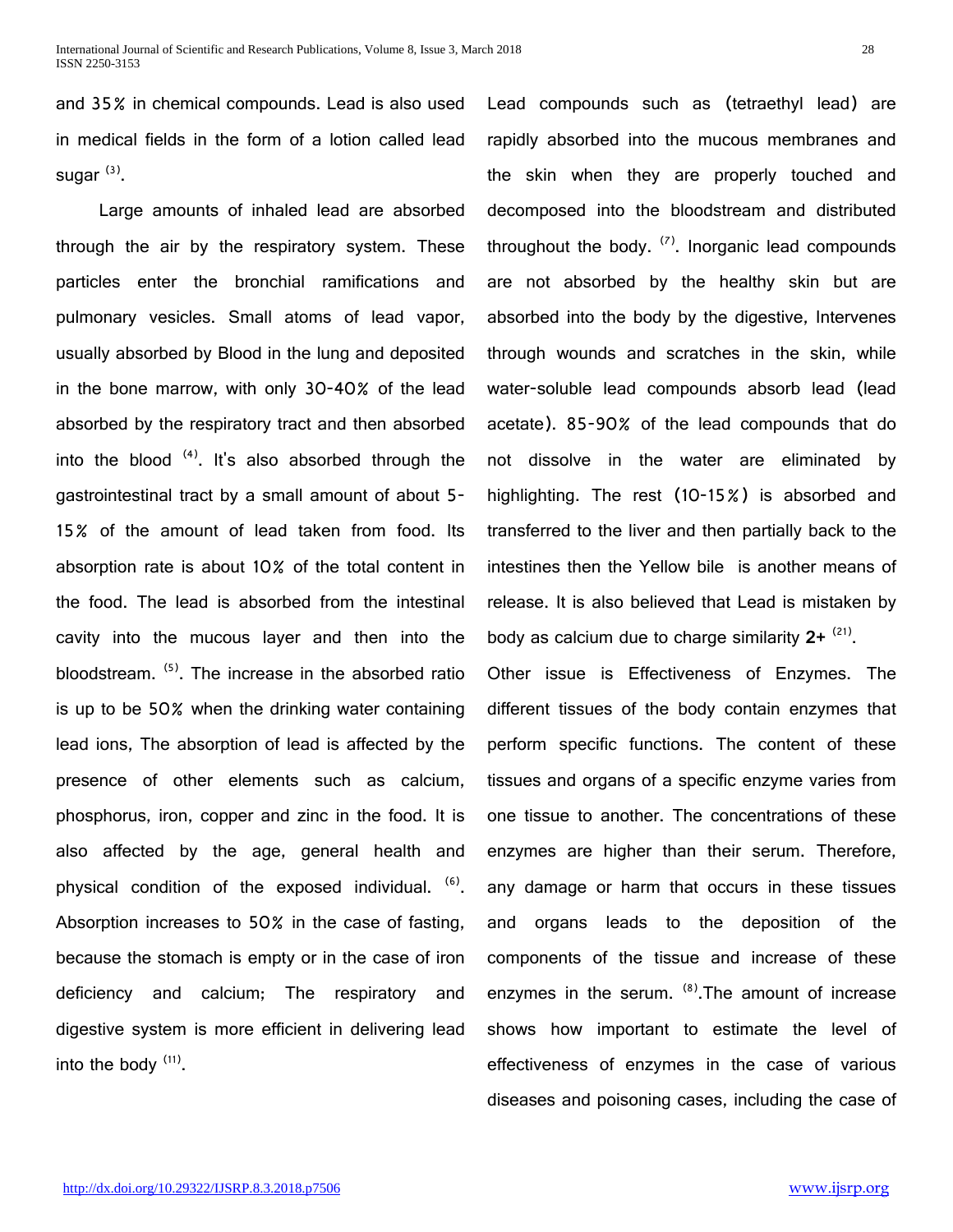and 35% in chemical compounds. Lead is also used in medical fields in the form of a lotion called lead sugar [3].

Large amounts of inhaled lead are absorbed through the air by the respiratory system. These particles enter the bronchial ramifications and pulmonary vesicles. Small atoms of lead vapor, usually absorbed by Blood in the lung and deposited in the bone marrow, with only 30-40% of the lead absorbed by the respiratory tract and then absorbed into the blood [4]. It's also absorbed through the gastrointestinal tract by a small amount of about 5-15% of the amount of lead taken from food. Its absorption rate is about 10% of the total content in the food. The lead is absorbed from the intestinal cavity into the mucous layer and then into the bloodstream. [5]. The increase in the absorbed ratio is up to be 50% when the drinking water containing lead ions, The absorption of lead is affected by the presence of other elements such as calcium, phosphorus, iron, copper and zinc in the food. It is also affected by the age, general health and physical condition of the exposed individual. [6]. Absorption increases to 50% in the case of fasting, because the stomach is empty or in the case of iron deficiency and calcium; The respiratory and digestive system is more efficient in delivering lead into the body [11].

Lead compounds such as (tetraethyl lead) are rapidly absorbed into the mucous membranes and the skin when they are properly touched and decomposed into the bloodstream and distributed throughout the body. [7]. Inorganic lead compounds are not absorbed by the healthy skin but are absorbed into the body by the digestive, Intervenes through wounds and scratches in the skin, while water-soluble lead compounds absorb lead (lead acetate). 85-90% of the lead compounds that do not dissolve in the water are eliminated by highlighting. The rest (10-15%) is absorbed and transferred to the liver and then partially back to the intestines then the Yellow bile is another means of release. It is also believed that Lead is mistaken by body as calcium due to charge similarity **2+** [21].

Other issue is Effectiveness of Enzymes. The different tissues of the body contain enzymes that perform specific functions. The content of these tissues and organs of a specific enzyme varies from one tissue to another. The concentrations of these enzymes are higher than their serum. Therefore, any damage or harm that occurs in these tissues and organs leads to the deposition of the components of the tissue and increase of these enzymes in the serum. [8].The amount of increase shows how important to estimate the level of effectiveness of enzymes in the case of various diseases and poisoning cases, including the case of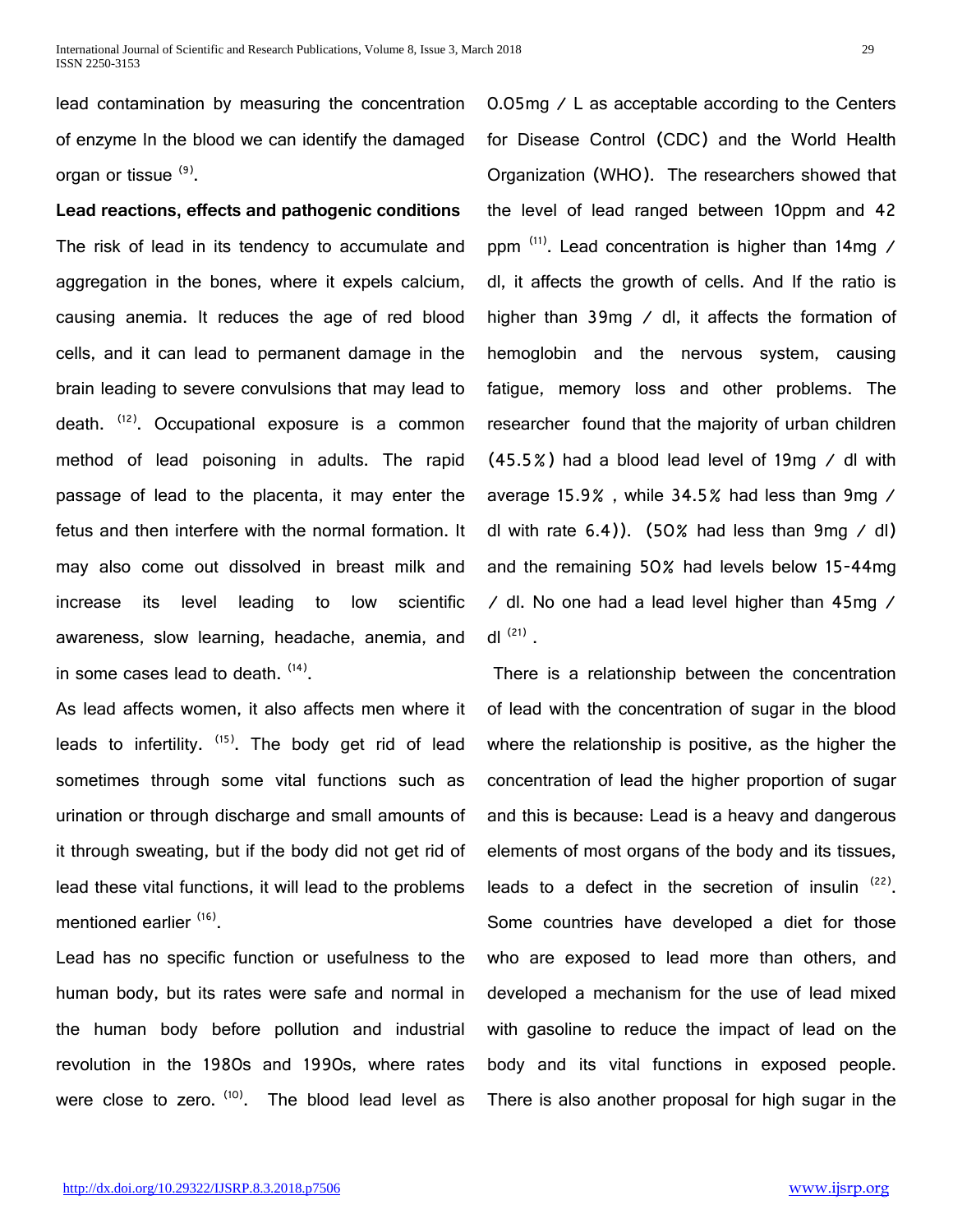lead contamination by measuring the concentration of enzyme In the blood we can identify the damaged organ or tissue [9].

**Lead reactions, effects and pathogenic conditions**

The risk of lead in its tendency to accumulate and aggregation in the bones, where it expels calcium, causing anemia. It reduces the age of red blood cells, and it can lead to permanent damage in the brain leading to severe convulsions that may lead to death. [12]. Occupational exposure is a common method of lead poisoning in adults. The rapid passage of lead to the placenta, it may enter the fetus and then interfere with the normal formation. It may also come out dissolved in breast milk and increase its level leading to low scientific awareness, slow learning, headache, anemia, and in some cases lead to death. [14].

As lead affects women, it also affects men where it leads to infertility. [15]. The body get rid of lead sometimes through some vital functions such as urination or through discharge and small amounts of it through sweating, but if the body did not get rid of lead these vital functions, it will lead to the problems mentioned earlier [16].

Lead has no specific function or usefulness to the human body, but its rates were safe and normal in the human body before pollution and industrial revolution in the 1980s and 1990s, where rates were close to zero. [10]. The blood lead level as 0.05mg / L as acceptable according to the Centers for Disease Control (CDC) and the World Health Organization (WHO). The researchers showed that the level of lead ranged between 10ppm and 42 ppm [11]. Lead concentration is higher than 14mg / dl, it affects the growth of cells. And If the ratio is higher than 39mg / dl, it affects the formation of hemoglobin and the nervous system, causing fatigue, memory loss and other problems. The researcher found that the majority of urban children (45.5%) had a blood lead level of 19mg / dl with average 15.9% , while 34.5% had less than 9mg / dl with rate 6.4)). (50% had less than 9mg / dl) and the remaining 50% had levels below 15-44mg / dl. No one had a lead level higher than 45mg / dl [21] .

There is a relationship between the concentration of lead with the concentration of sugar in the blood where the relationship is positive, as the higher the concentration of lead the higher proportion of sugar and this is because: Lead is a heavy and dangerous elements of most organs of the body and its tissues, leads to a defect in the secretion of insulin [22]. Some countries have developed a diet for those who are exposed to lead more than others, and developed a mechanism for the use of lead mixed with gasoline to reduce the impact of lead on the body and its vital functions in exposed people. There is also another proposal for high sugar in the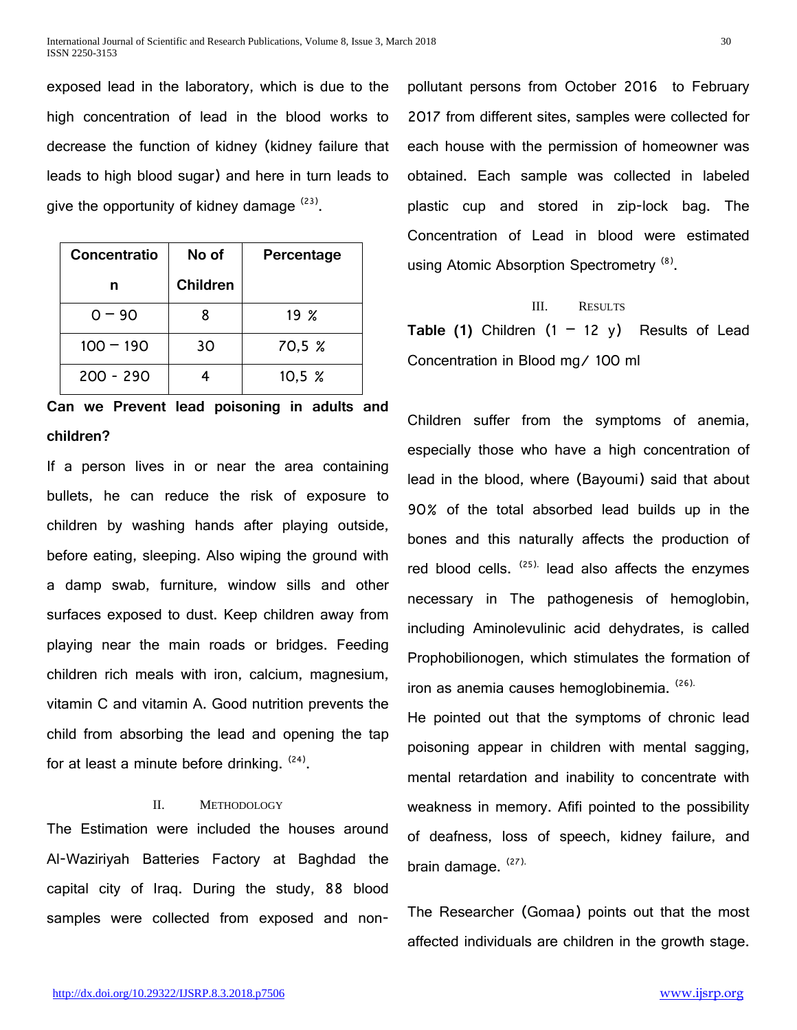exposed lead in the laboratory, which is due to the high concentration of lead in the blood works to decrease the function of kidney (kidney failure that leads to high blood sugar) and here in turn leads to give the opportunity of kidney damage [23].

| Concentration | No of Children | Percentage |
|---|---|---|
| 0 – 90 | 8 | 19 % |
| 100 – 190 | 30 | 70,5 % |
| 200 - 290 | 4 | 10,5 % |

**Can we Prevent lead poisoning in adults and children?**

If a person lives in or near the area containing bullets, he can reduce the risk of exposure to children by washing hands after playing outside, before eating, sleeping. Also wiping the ground with a damp swab, furniture, window sills and other surfaces exposed to dust. Keep children away from playing near the main roads or bridges. Feeding children rich meals with iron, calcium, magnesium, vitamin C and vitamin A. Good nutrition prevents the child from absorbing the lead and opening the tap for at least a minute before drinking. [24].

## II. Methodology

The Estimation were included the houses around Al-Waziriyah Batteries Factory at Baghdad the capital city of Iraq. During the study, 88 blood samples were collected from exposed and non-pollutant persons from October 2016 to February 2017 from different sites, samples were collected for each house with the permission of homeowner was obtained. Each sample was collected in labeled plastic cup and stored in zip-lock bag. The Concentration of Lead in blood were estimated using Atomic Absorption Spectrometry [8].

## III. Results

**Table (1)** Children (1 – 12 y) Results of Lead Concentration in Blood mg/ 100 ml

Children suffer from the symptoms of anemia, especially those who have a high concentration of lead in the blood, where (Bayoumi) said that about 90% of the total absorbed lead builds up in the bones and this naturally affects the production of red blood cells. [25]. lead also affects the enzymes necessary in The pathogenesis of hemoglobin, including Aminolevulinic acid dehydrates, is called Prophobilionogen, which stimulates the formation of iron as anemia causes hemoglobinemia. [26].

He pointed out that the symptoms of chronic lead poisoning appear in children with mental sagging, mental retardation and inability to concentrate with weakness in memory. Afifi pointed to the possibility of deafness, loss of speech, kidney failure, and brain damage. [27].

The Researcher (Gomaa) points out that the most affected individuals are children in the growth stage.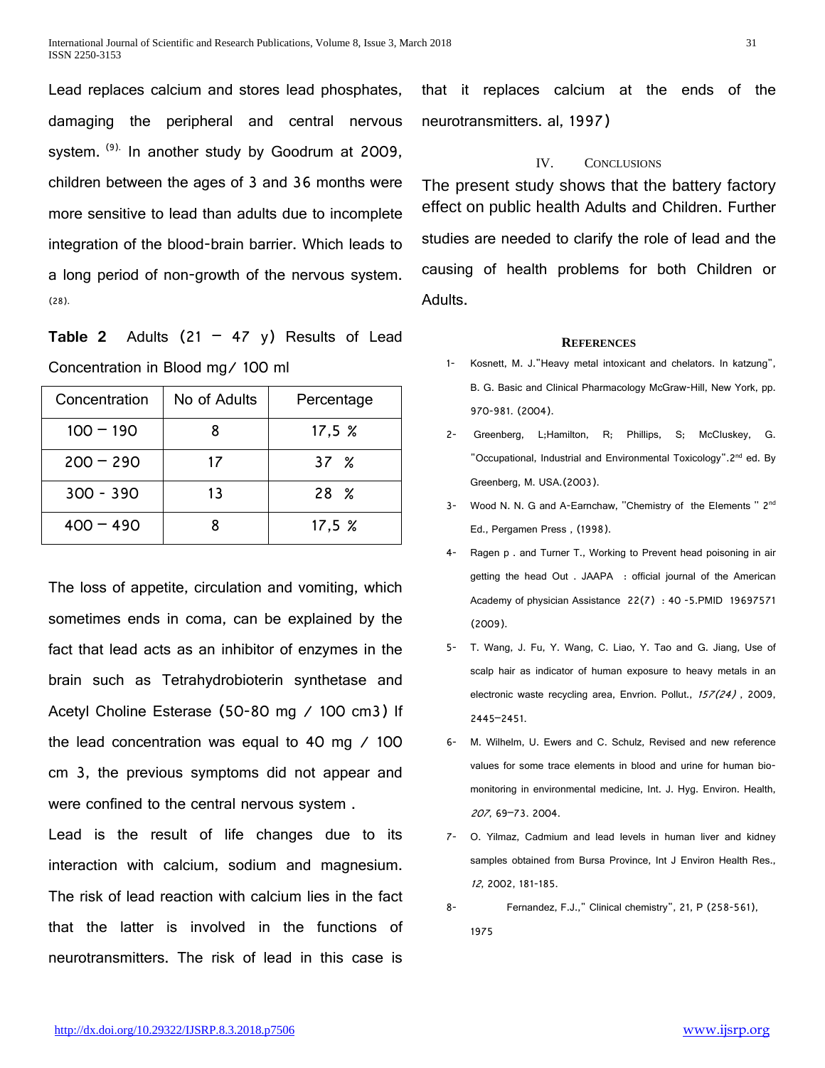Lead replaces calcium and stores lead phosphates, damaging the peripheral and central nervous system. [9]. In another study by Goodrum at 2009, children between the ages of 3 and 36 months were more sensitive to lead than adults due to incomplete integration of the blood-brain barrier. Which leads to a long period of non-growth of the nervous system. (28).

**Table 2** Adults (21 – 47 y) Results of Lead Concentration in Blood mg/ 100 ml

| Concentration | No of Adults | Percentage |
|---|---|---|
| 100 – 190 | 8 | 17,5 % |
| 200 – 290 | 17 | 37 % |
| 300 - 390 | 13 | 28 % |
| 400 – 490 | 8 | 17,5 % |

The loss of appetite, circulation and vomiting, which sometimes ends in coma, can be explained by the fact that lead acts as an inhibitor of enzymes in the brain such as Tetrahydrobioterin synthetase and Acetyl Choline Esterase (50-80 mg / 100 cm3) If the lead concentration was equal to 40 mg / 100 cm 3, the previous symptoms did not appear and were confined to the central nervous system .

Lead is the result of life changes due to its interaction with calcium, sodium and magnesium. The risk of lead reaction with calcium lies in the fact that the latter is involved in the functions of neurotransmitters. The risk of lead in this case is that it replaces calcium at the ends of the neurotransmitters. al, 1997)

## IV. Conclusions

The present study shows that the battery factory effect on public health Adults and Children. Further studies are needed to clarify the role of lead and the causing of health problems for both Children or Adults.

## References

1- Kosnett, M. J."Heavy metal intoxicant and chelators. In katzung", B. G. Basic and Clinical Pharmacology McGraw-Hill, New York, pp. 970-981. (2004).

2- Greenberg, L;Hamilton, R; Phillips, S; McCluskey, G. "Occupational, Industrial and Environmental Toxicology".2nd ed. By Greenberg, M. USA.(2003).

3- Wood N. N. G and A-Earnchaw, "Chemistry of the Elements " 2nd Ed., Pergamen Press , (1998).

4- Ragen p . and Turner T., Working to Prevent head poisoning in air getting the head Out . JAAPA : official journal of the American Academy of physician Assistance 22(7) : 40 -5.PMID 19697571 (2009).

5- T. Wang, J. Fu, Y. Wang, C. Liao, Y. Tao and G. Jiang, Use of scalp hair as indicator of human exposure to heavy metals in an electronic waste recycling area, Envrion. Pollut., *157(24)* , 2009, 2445–2451.

6- M. Wilhelm, U. Ewers and C. Schulz, Revised and new reference values for some trace elements in blood and urine for human bio-monitoring in environmental medicine, Int. J. Hyg. Environ. Health, *207*, 69–73. 2004.

7- O. Yilmaz, Cadmium and lead levels in human liver and kidney samples obtained from Bursa Province, Int J Environ Health Res., *12*, 2002, 181-185.

8- Fernandez, F.J.," Clinical chemistry", 21, P (258-561), 1975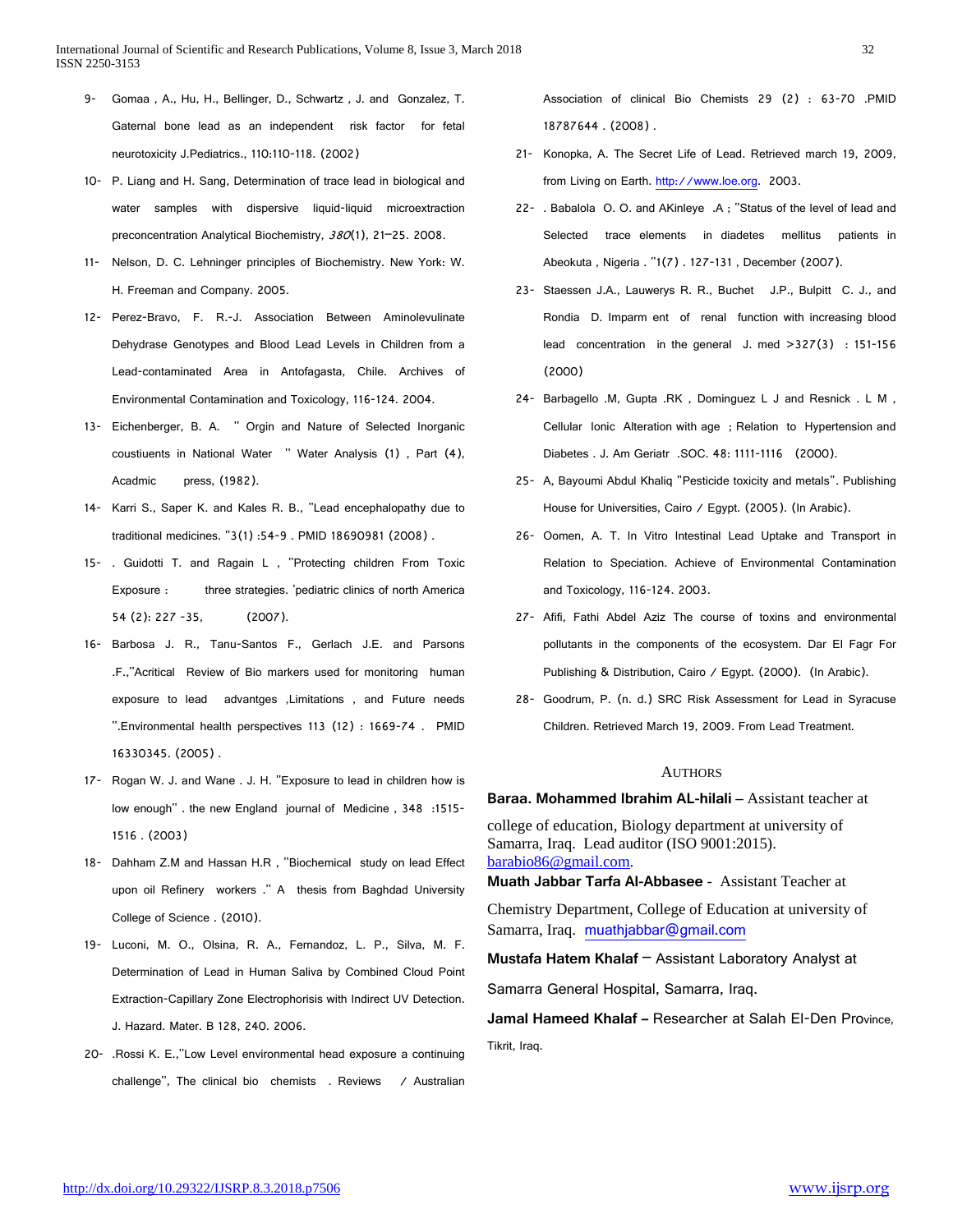9- Gomaa , A., Hu, H., Bellinger, D., Schwartz , J. and Gonzalez, T. Gaternal bone lead as an independent risk factor for fetal neurotoxicity J.Pediatrics., 110:110-118. (2002)

10- P. Liang and H. Sang, Determination of trace lead in biological and water samples with dispersive liquid-liquid microextraction preconcentration Analytical Biochemistry, *380*(1), 21–25. 2008.

11- Nelson, D. C. Lehninger principles of Biochemistry. New York: W. H. Freeman and Company. 2005.

12- Perez-Bravo, F. R.-J. Association Between Aminolevulinate Dehydrase Genotypes and Blood Lead Levels in Children from a Lead-contaminated Area in Antofagasta, Chile. Archives of Environmental Contamination and Toxicology, 116-124. 2004.

13- Eichenberger, B. A. " Orgin and Nature of Selected Inorganic coustiuents in National Water " Water Analysis (1) , Part (4), Acadmic press, (1982).

14- Karri S., Saper K. and Kales R. B., "Lead encephalopathy due to traditional medicines. "3(1) :54-9 . PMID 18690981 (2008) .

15- . Guidotti T. and Ragain L , "Protecting children From Toxic Exposure : three strategies. 'pediatric clinics of north America 54 (2): 227 -35, (2007).

16- Barbosa J. R., Tanu-Santos F., Gerlach J.E. and Parsons .F.,"Acritical Review of Bio markers used for monitoring human exposure to lead advantges ,Limitations , and Future needs ".Environmental health perspectives 113 (12) : 1669-74 . PMID 16330345. (2005) .

17- Rogan W. J. and Wane . J. H. "Exposure to lead in children how is low enough" . the new England journal of Medicine , 348 :1515-1516 . (2003)

18- Dahham Z.M and Hassan H.R , "Biochemical study on lead Effect upon oil Refinery workers ." A thesis from Baghdad University College of Science . (2010).

19- Luconi, M. O., Olsina, R. A., Fernandoz, L. P., Silva, M. F. Determination of Lead in Human Saliva by Combined Cloud Point Extraction-Capillary Zone Electrophorisis with Indirect UV Detection. J. Hazard. Mater. B 128, 240. 2006.

20- .Rossi K. E.,"Low Level environmental head exposure a continuing challenge", The clinical bio chemists . Reviews / Australian Association of clinical Bio Chemists 29 (2) : 63-70 .PMID 18787644 . (2008) .

21- Konopka, A. The Secret Life of Lead. Retrieved march 19, 2009, from Living on Earth. http://www.loe.org. 2003.

22- . Babalola O. O. and AKinleye .A ; "Status of the level of lead and Selected trace elements in diadetes mellitus patients in Abeokuta , Nigeria . "1(7) . 127-131 , December (2007).

23- Staessen J.A., Lauwerys R. R., Buchet J.P., Bulpitt C. J., and Rondia D. Imparm ent of renal function with increasing blood lead concentration in the general J. med >327(3) : 151-156 (2000)

24- Barbagello .M, Gupta .RK , Dominguez L J and Resnick . L M , Cellular Ionic Alteration with age ; Relation to Hypertension and Diabetes . J. Am Geriatr .SOC. 48: 1111-1116 (2000).

25- A, Bayoumi Abdul Khaliq "Pesticide toxicity and metals". Publishing House for Universities, Cairo / Egypt. (2005). (In Arabic).

26- Oomen, A. T. In Vitro Intestinal Lead Uptake and Transport in Relation to Speciation. Achieve of Environmental Contamination and Toxicology, 116-124. 2003.

27- Afifi, Fathi Abdel Aziz The course of toxins and environmental pollutants in the components of the ecosystem. Dar El Fagr For Publishing & Distribution, Cairo / Egypt. (2000). (In Arabic).

28- Goodrum, P. (n. d.) SRC Risk Assessment for Lead in Syracuse Children. Retrieved March 19, 2009. From Lead Treatment.

## Authors

**Baraa. Mohammed Ibrahim AL-hilali –** Assistant teacher at college of education, Biology department at university of Samarra, Iraq. Lead auditor (ISO 9001:2015). barabio86@gmail.com.

**Muath Jabbar Tarfa Al-Abbasee** - Assistant Teacher at Chemistry Department, College of Education at university of Samarra, Iraq. muathjabbar@gmail.com

**Mustafa Hatem Khalaf** – Assistant Laboratory Analyst at Samarra General Hospital, Samarra, Iraq.

**Jamal Hameed Khalaf –** Researcher at Salah El-Den Province, Tikrit, Iraq.